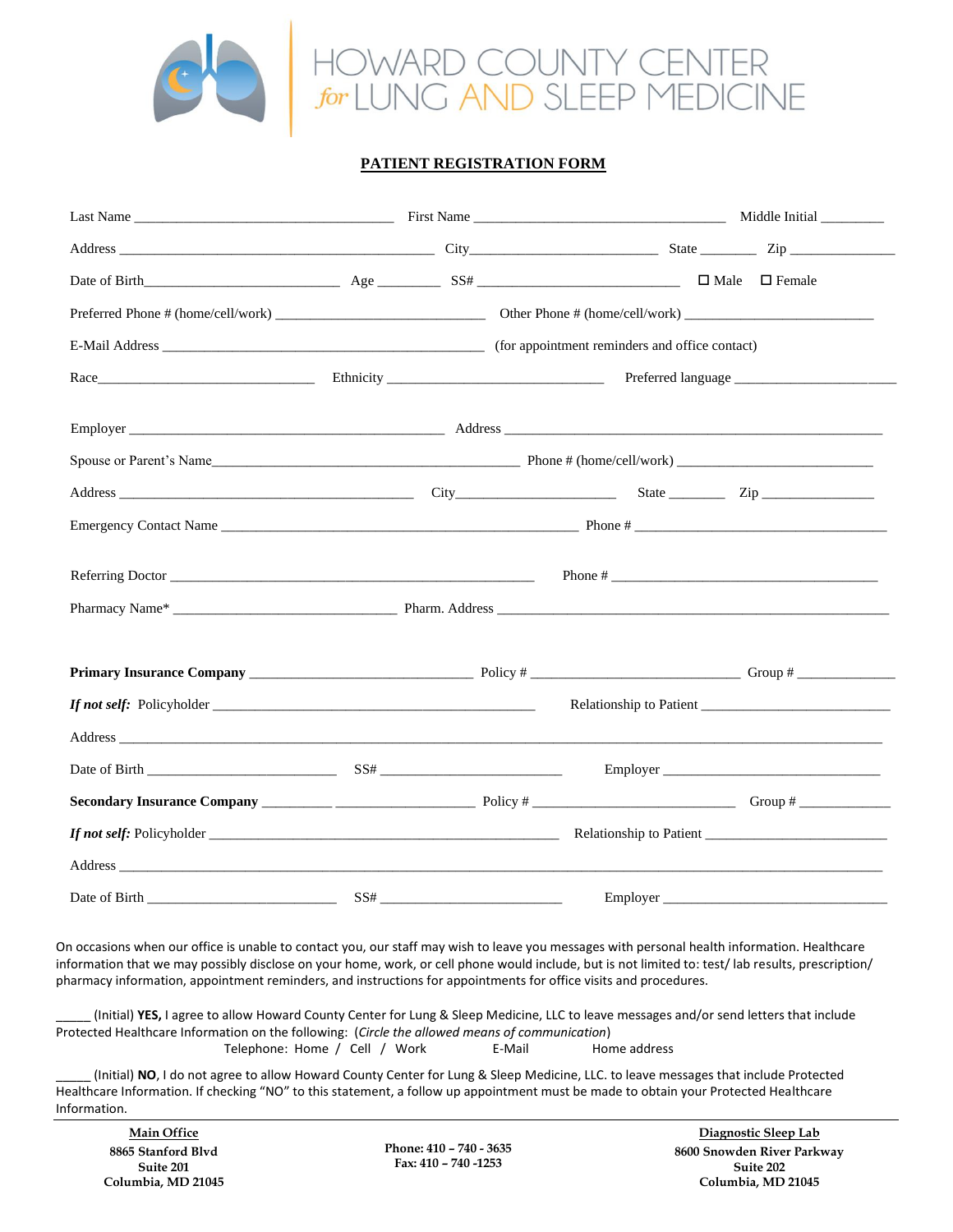# HOWARD COUNTY CENTER *for* LUNG AND SLEEP MEDICINE

## PATIENT REGISTRATION FORM

Last Name ___________________________________ First Name ___________________________________ Middle Initial _________

Address ____________________________________________ City__________________________ State ________ Zip _______________

Date of Birth___________________________ Age ________ SS# ____________________________ ☐ Male ☐ Female

Preferred Phone # (home/cell/work) _____________________________ Other Phone # (home/cell/work) ___________________________

E-Mail Address _____________________________________________ (for appointment reminders and office contact)

Race______________________________ Ethnicity ______________________________ Preferred language _______________________

Employer ____________________________________________ Address _____________________________________________________

Spouse or Parent's Name___________________________________________ Phone # (home/cell/work) ___________________________

Address _________________________________________ City______________________ State ________ Zip ________________

Emergency Contact Name __________________________________________________ Phone # ___________________________________

Referring Doctor ___________________________________________________ Phone # _____________________________________

Pharmacy Name* _______________________________ Pharm. Address ______________________________________________________

**Primary Insurance Company** _______________________________ Policy # _____________________________ Group # ______________

***If not self:*** Policyholder _____________________________________________ Relationship to Patient _________________________

Address _____________________________________________________________________________________________________

Date of Birth __________________________ SS# _________________________ Employer ______________________________

**Secondary Insurance Company** __________ ___________________ Policy # ____________________________ Group # ____________

***If not self:*** Policyholder _________________________________________________ Relationship to Patient _________________________

Address _____________________________________________________________________________________________________

Date of Birth __________________________ SS# _________________________ Employer _______________________________

On occasions when our office is unable to contact you, our staff may wish to leave you messages with personal health information. Healthcare information that we may possibly disclose on your home, work, or cell phone would include, but is not limited to: test/ lab results, prescription/ pharmacy information, appointment reminders, and instructions for appointments for office visits and procedures.

_____ (Initial) **YES,** I agree to allow Howard County Center for Lung & Sleep Medicine, LLC to leave messages and/or send letters that include Protected Healthcare Information on the following: (*Circle the allowed means of communication*)
Telephone: Home / Cell / Work E-Mail Home address

_____ (Initial) **NO**, I do not agree to allow Howard County Center for Lung & Sleep Medicine, LLC. to leave messages that include Protected Healthcare Information. If checking "NO" to this statement, a follow up appointment must be made to obtain your Protected Healthcare Information.

---

**Main Office**
**8865 Stanford Blvd**
**Suite 201**
**Columbia, MD 21045**

**Phone: 410 – 740 - 3635**
**Fax: 410 – 740 -1253**

**Diagnostic Sleep Lab**
**8600 Snowden River Parkway**
**Suite 202**
**Columbia, MD 21045**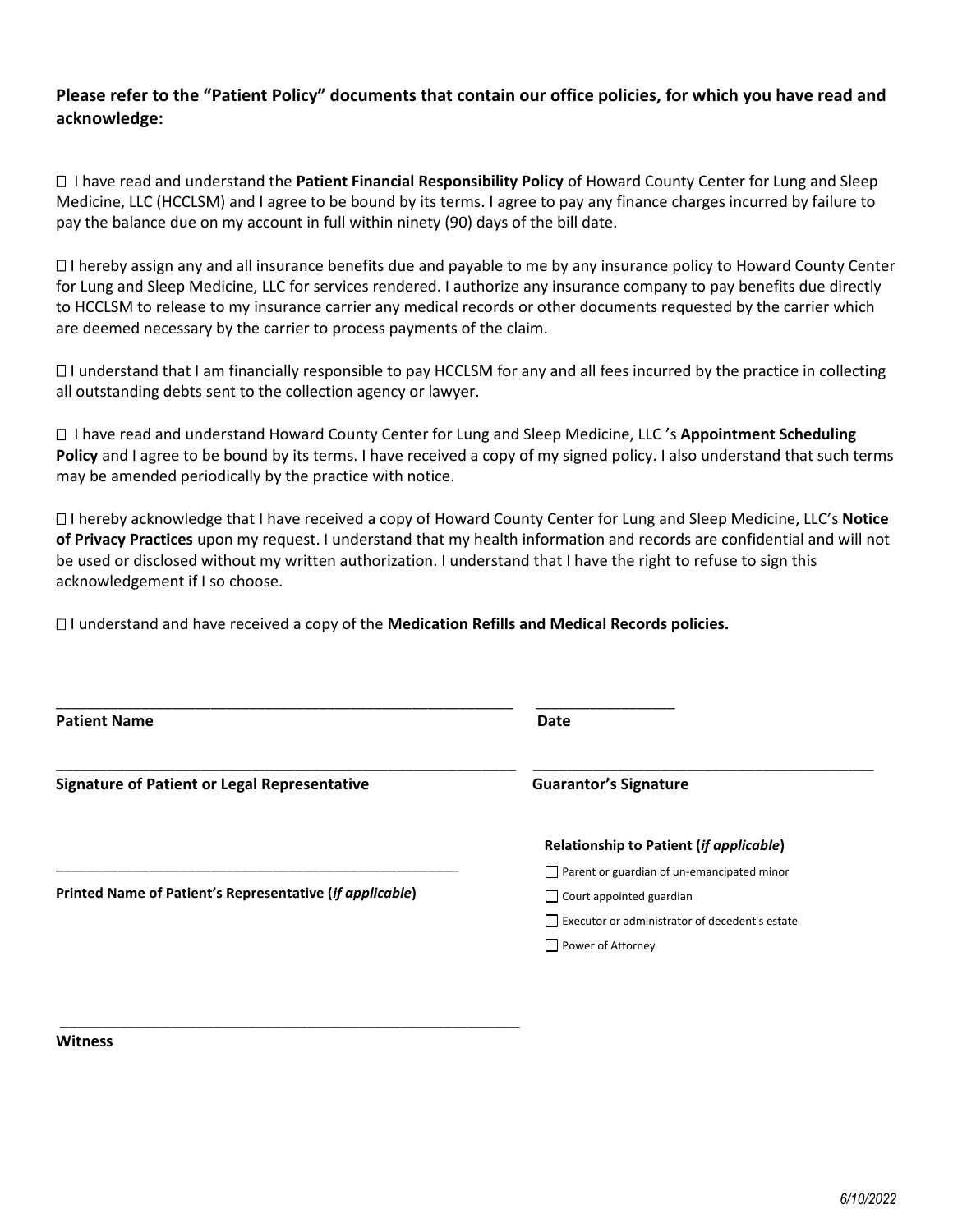**Please refer to the "Patient Policy" documents that contain our office policies, for which you have read and acknowledge:**

☐ I have read and understand the **Patient Financial Responsibility Policy** of Howard County Center for Lung and Sleep Medicine, LLC (HCCLSM) and I agree to be bound by its terms. I agree to pay any finance charges incurred by failure to pay the balance due on my account in full within ninety (90) days of the bill date.

☐ I hereby assign any and all insurance benefits due and payable to me by any insurance policy to Howard County Center for Lung and Sleep Medicine, LLC for services rendered. I authorize any insurance company to pay benefits due directly to HCCLSM to release to my insurance carrier any medical records or other documents requested by the carrier which are deemed necessary by the carrier to process payments of the claim.

☐ I understand that I am financially responsible to pay HCCLSM for any and all fees incurred by the practice in collecting all outstanding debts sent to the collection agency or lawyer.

☐ I have read and understand Howard County Center for Lung and Sleep Medicine, LLC 's **Appointment Scheduling Policy** and I agree to be bound by its terms. I have received a copy of my signed policy. I also understand that such terms may be amended periodically by the practice with notice.

☐ I hereby acknowledge that I have received a copy of Howard County Center for Lung and Sleep Medicine, LLC's **Notice of Privacy Practices** upon my request. I understand that my health information and records are confidential and will not be used or disclosed without my written authorization. I understand that I have the right to refuse to sign this acknowledgement if I so choose.

☐ I understand and have received a copy of the **Medication Refills and Medical Records policies.**

_______________________________________________ ______________

**Patient Name** **Date**

_______________________________________________ ______________________________________

**Signature of Patient or Legal Representative** **Guarantor's Signature**

_______________________________________________

**Printed Name of Patient's Representative (*if applicable*)**

**Relationship to Patient (*if applicable*)**

☐ Parent or guardian of un-emancipated minor

☐ Court appointed guardian

☐ Executor or administrator of decedent's estate

☐ Power of Attorney

_______________________________________________

**Witness**

*6/10/2022*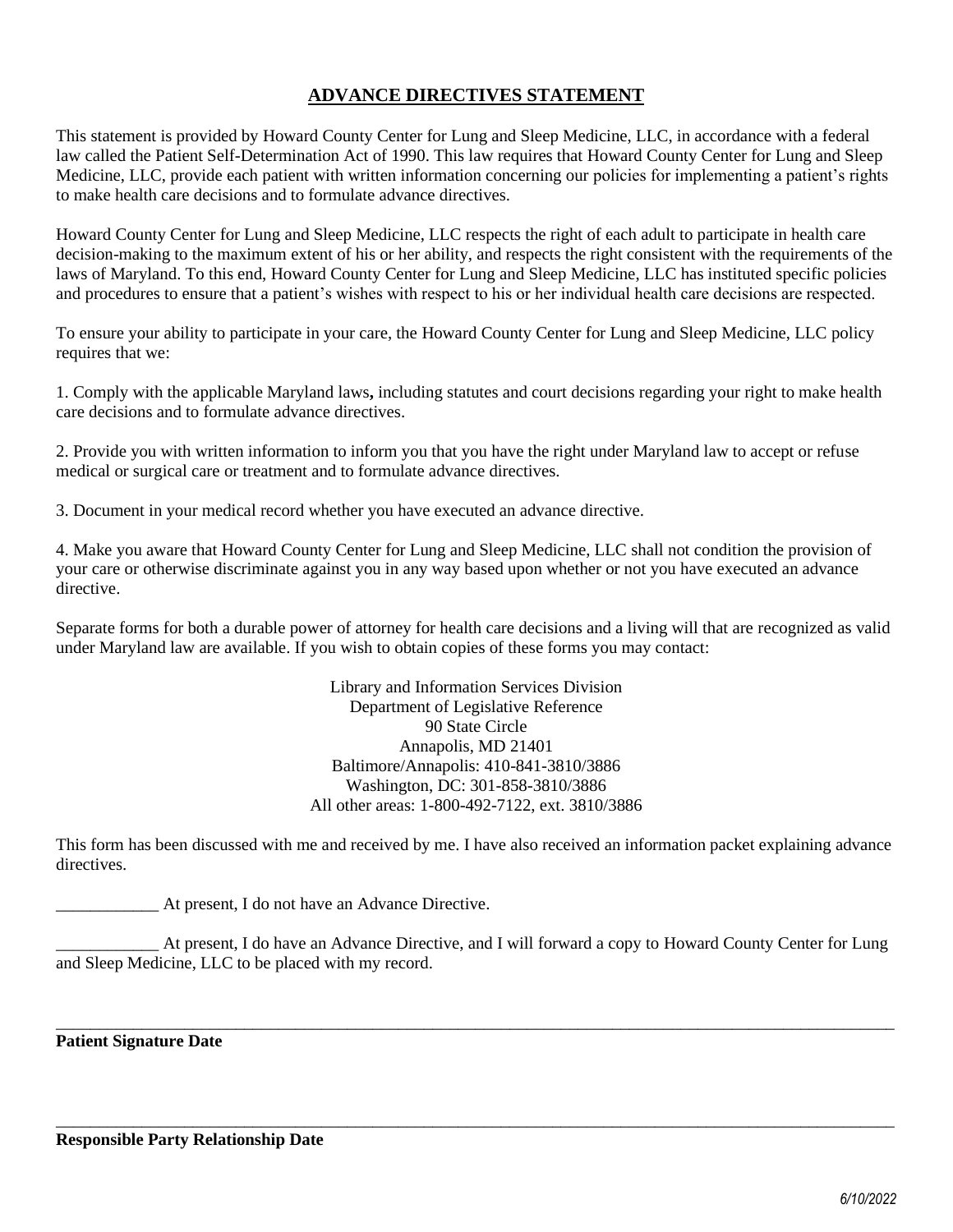# ADVANCE DIRECTIVES STATEMENT

This statement is provided by Howard County Center for Lung and Sleep Medicine, LLC, in accordance with a federal law called the Patient Self-Determination Act of 1990. This law requires that Howard County Center for Lung and Sleep Medicine, LLC, provide each patient with written information concerning our policies for implementing a patient's rights to make health care decisions and to formulate advance directives.

Howard County Center for Lung and Sleep Medicine, LLC respects the right of each adult to participate in health care decision-making to the maximum extent of his or her ability, and respects the right consistent with the requirements of the laws of Maryland. To this end, Howard County Center for Lung and Sleep Medicine, LLC has instituted specific policies and procedures to ensure that a patient's wishes with respect to his or her individual health care decisions are respected.

To ensure your ability to participate in your care, the Howard County Center for Lung and Sleep Medicine, LLC policy requires that we:

1. Comply with the applicable Maryland laws**,** including statutes and court decisions regarding your right to make health care decisions and to formulate advance directives.

2. Provide you with written information to inform you that you have the right under Maryland law to accept or refuse medical or surgical care or treatment and to formulate advance directives.

3. Document in your medical record whether you have executed an advance directive.

4. Make you aware that Howard County Center for Lung and Sleep Medicine, LLC shall not condition the provision of your care or otherwise discriminate against you in any way based upon whether or not you have executed an advance directive.

Separate forms for both a durable power of attorney for health care decisions and a living will that are recognized as valid under Maryland law are available. If you wish to obtain copies of these forms you may contact:

Library and Information Services Division
Department of Legislative Reference
90 State Circle
Annapolis, MD 21401
Baltimore/Annapolis: 410-841-3810/3886
Washington, DC: 301-858-3810/3886
All other areas: 1-800-492-7122, ext. 3810/3886

This form has been discussed with me and received by me. I have also received an information packet explaining advance directives.

____________ At present, I do not have an Advance Directive.

____________ At present, I do have an Advance Directive, and I will forward a copy to Howard County Center for Lung and Sleep Medicine, LLC to be placed with my record.

______________________________________________________________________________

**Patient Signature Date**

______________________________________________________________________________

**Responsible Party Relationship Date**

*6/10/2022*